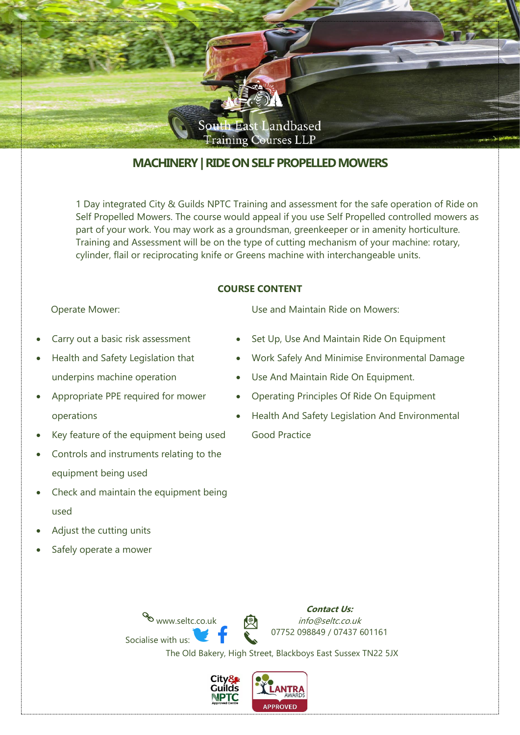South East Landbased Training Courses LLP

# MACHINERY | RIDE ON SELF PROPELLED MOWERS

1 Day integrated City & Guilds NPTC Training and assessment for the safe operation of Ride on Self Propelled Mowers. The course would appeal if you use Self Propelled controlled mowers as part of your work. You may work as a groundsman, greenkeeper or in amenity horticulture. Training and Assessment will be on the type of cutting mechanism of your machine: rotary, cylinder, flail or reciprocating knife or Greens machine with interchangeable units.

## COURSE CONTENT

Operate Mower:

- Carry out a basic risk assessment
- Health and Safety Legislation that underpins machine operation
- Appropriate PPE required for mower operations
- Key feature of the equipment being used
- Controls and instruments relating to the equipment being used
- Check and maintain the equipment being used
- Adjust the cutting units
- Safely operate a mower

Use and Maintain Ride on Mowers:

- Set Up, Use And Maintain Ride On Equipment
- Work Safely And Minimise Environmental Damage
- Use And Maintain Ride On Equipment.
- Operating Principles Of Ride On Equipment
- Health And Safety Legislation And Environmental Good Practice

www.seltc.co.uk

Socialise with us:

***Contact Us:***

*info@seltc.co.uk*

07752 098849 / 07437 601161

The Old Bakery, High Street, Blackboys East Sussex TN22 5JX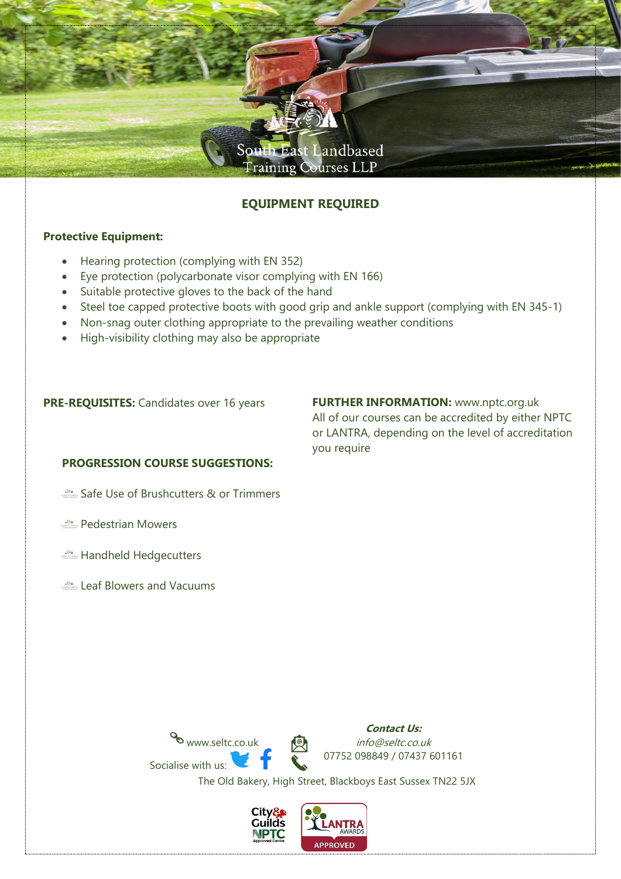South East Landbased Training Courses LLP

## EQUIPMENT REQUIRED

**Protective Equipment:**

- Hearing protection (complying with EN 352)
- Eye protection (polycarbonate visor complying with EN 166)
- Suitable protective gloves to the back of the hand
- Steel toe capped protective boots with good grip and ankle support (complying with EN 345-1)
- Non-snag outer clothing appropriate to the prevailing weather conditions
- High-visibility clothing may also be appropriate

**PRE-REQUISITES:** Candidates over 16 years

**FURTHER INFORMATION:** www.nptc.org.uk
All of our courses can be accredited by either NPTC or LANTRA, depending on the level of accreditation you require

**PROGRESSION COURSE SUGGESTIONS:**

- Safe Use of Brushcutters & or Trimmers
- Pedestrian Mowers
- Handheld Hedgecutters
- Leaf Blowers and Vacuums

www.seltc.co.uk

Socialise with us:

***Contact Us:***
*info@seltc.co.uk*
07752 098849 / 07437 601161

The Old Bakery, High Street, Blackboys East Sussex TN22 5JX

City & Guilds NPTC Approved Centre

LANTRA AWARDS APPROVED